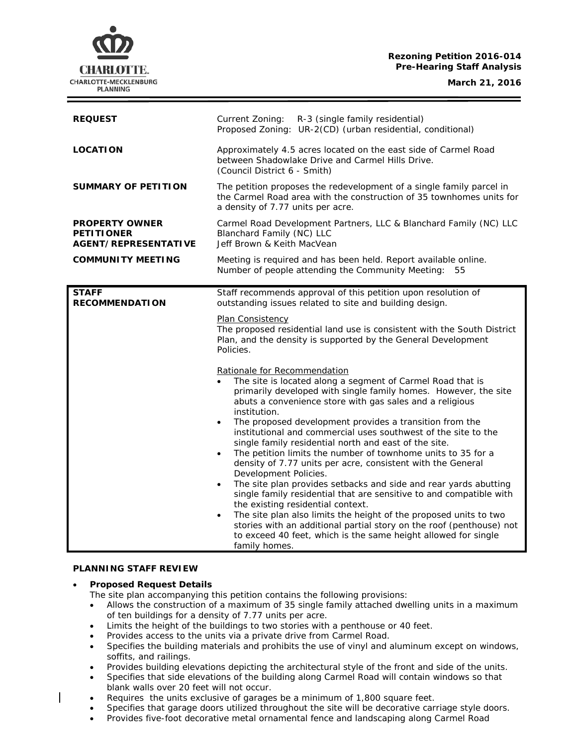**Rezoning Petition 2016-014**
**Pre-Hearing Staff Analysis**
**March 21, 2016**

| | |
|---|---|
| **REQUEST** | Current Zoning: R-3 (single family residential)<br>Proposed Zoning: UR-2(CD) (urban residential, conditional) |
| **LOCATION** | Approximately 4.5 acres located on the east side of Carmel Road between Shadowlake Drive and Carmel Hills Drive.<br>(Council District 6 - Smith) |
| **SUMMARY OF PETITION** | The petition proposes the redevelopment of a single family parcel in the Carmel Road area with the construction of 35 townhomes units for a density of 7.77 units per acre. |
| **PROPERTY OWNER**<br>**PETITIONER**<br>**AGENT/REPRESENTATIVE** | Carmel Road Development Partners, LLC & Blanchard Family (NC) LLC<br>Blanchard Family (NC) LLC<br>Jeff Brown & Keith MacVean |
| **COMMUNITY MEETING** | Meeting is required and has been held. Report available online.<br>Number of people attending the Community Meeting: 55 |

| | |
|---|---|
| **STAFF RECOMMENDATION** | Staff recommends approval of this petition upon resolution of outstanding issues related to site and building design.<br><br><u>Plan Consistency</u><br>The proposed residential land use is consistent with the South District Plan, and the density is supported by the General Development Policies.<br><br><u>Rationale for Recommendation</u><br>• The site is located along a segment of Carmel Road that is primarily developed with single family homes. However, the site abuts a convenience store with gas sales and a religious institution.<br>• The proposed development provides a transition from the institutional and commercial uses southwest of the site to the single family residential north and east of the site.<br>• The petition limits the number of townhome units to 35 for a density of 7.77 units per acre, consistent with the General Development Policies.<br>• The site plan provides setbacks and side and rear yards abutting single family residential that are sensitive to and compatible with the existing residential context.<br>• The site plan also limits the height of the proposed units to two stories with an additional partial story on the roof (penthouse) not to exceed 40 feet, which is the same height allowed for single family homes. |

**PLANNING STAFF REVIEW**

- **Proposed Request Details**
  The site plan accompanying this petition contains the following provisions:
  - Allows the construction of a maximum of 35 single family attached dwelling units in a maximum of ten buildings for a density of 7.77 units per acre.
  - Limits the height of the buildings to two stories with a penthouse or 40 feet.
  - Provides access to the units via a private drive from Carmel Road.
  - Specifies the building materials and prohibits the use of vinyl and aluminum except on windows, soffits, and railings.
  - Provides building elevations depicting the architectural style of the front and side of the units.
  - Specifies that side elevations of the building along Carmel Road will contain windows so that blank walls over 20 feet will not occur.
  - Requires the units exclusive of garages be a minimum of 1,800 square feet.
  - Specifies that garage doors utilized throughout the site will be decorative carriage style doors.
  - Provides five-foot decorative metal ornamental fence and landscaping along Carmel Road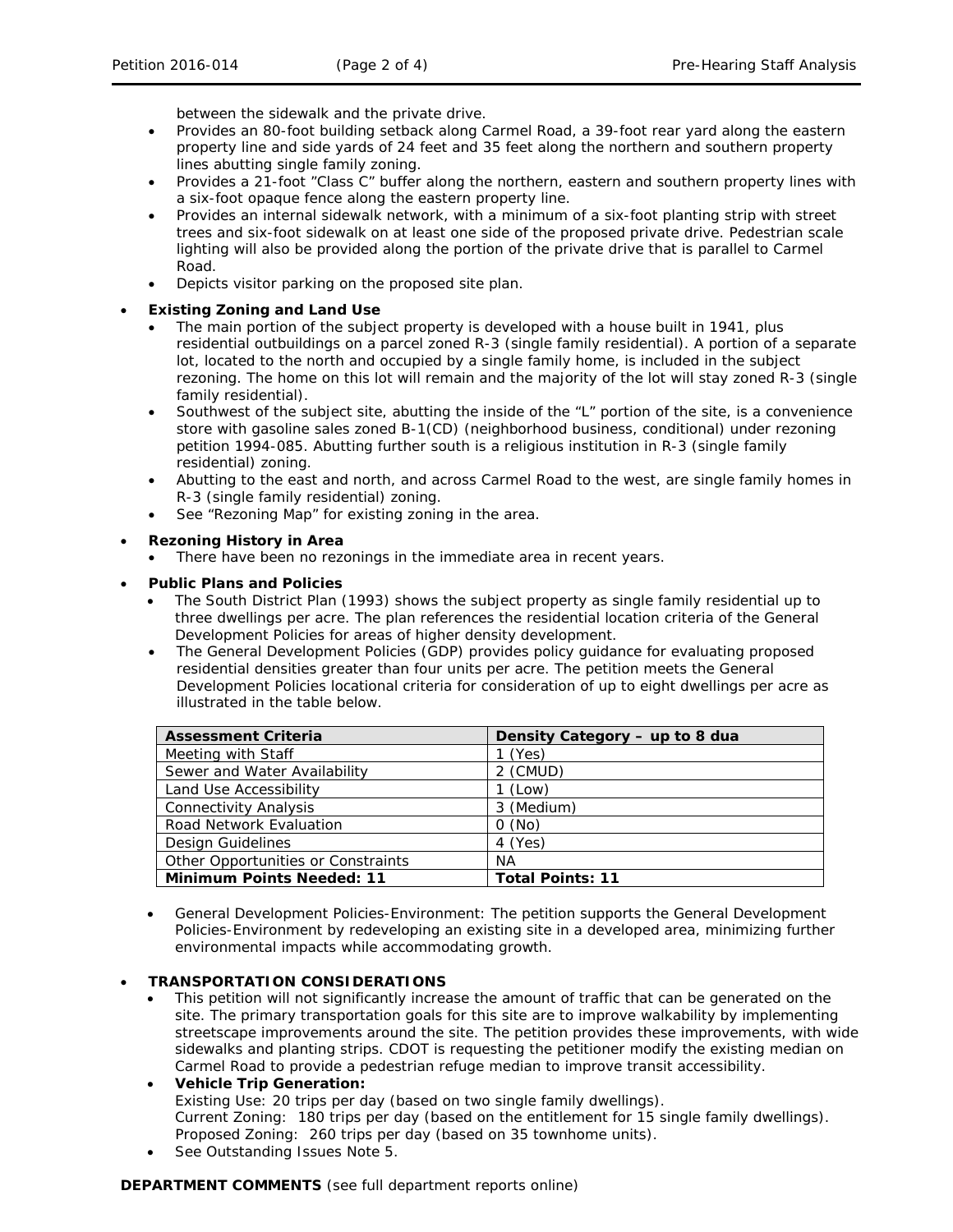between the sidewalk and the private drive.

- Provides an 80-foot building setback along Carmel Road, a 39-foot rear yard along the eastern property line and side yards of 24 feet and 35 feet along the northern and southern property lines abutting single family zoning.
- Provides a 21-foot "Class C" buffer along the northern, eastern and southern property lines with a six-foot opaque fence along the eastern property line.
- Provides an internal sidewalk network, with a minimum of a six-foot planting strip with street trees and six-foot sidewalk on at least one side of the proposed private drive. Pedestrian scale lighting will also be provided along the portion of the private drive that is parallel to Carmel Road.
- Depicts visitor parking on the proposed site plan.

- **Existing Zoning and Land Use**
  - The main portion of the subject property is developed with a house built in 1941, plus residential outbuildings on a parcel zoned R-3 (single family residential). A portion of a separate lot, located to the north and occupied by a single family home, is included in the subject rezoning. The home on this lot will remain and the majority of the lot will stay zoned R-3 (single family residential).
  - Southwest of the subject site, abutting the inside of the "L" portion of the site, is a convenience store with gasoline sales zoned B-1(CD) (neighborhood business, conditional) under rezoning petition 1994-085. Abutting further south is a religious institution in R-3 (single family residential) zoning.
  - Abutting to the east and north, and across Carmel Road to the west, are single family homes in R-3 (single family residential) zoning.
  - See "Rezoning Map" for existing zoning in the area.

- **Rezoning History in Area**
  - There have been no rezonings in the immediate area in recent years.

- **Public Plans and Policies**
  - The South District Plan (1993) shows the subject property as single family residential up to three dwellings per acre. The plan references the residential location criteria of the General Development Policies for areas of higher density development.
  - The General Development Policies (GDP) provides policy guidance for evaluating proposed residential densities greater than four units per acre. The petition meets the General Development Policies locational criteria for consideration of up to eight dwellings per acre as illustrated in the table below.

| Assessment Criteria | Density Category – up to 8 dua |
|---|---|
| Meeting with Staff | 1 (Yes) |
| Sewer and Water Availability | 2 (CMUD) |
| Land Use Accessibility | 1 (Low) |
| Connectivity Analysis | 3 (Medium) |
| Road Network Evaluation | 0 (No) |
| Design Guidelines | 4 (Yes) |
| Other Opportunities or Constraints | NA |
| **Minimum Points Needed: 11** | **Total Points: 11** |

  - General Development Policies-Environment: The petition supports the General Development Policies-Environment by redeveloping an existing site in a developed area, minimizing further environmental impacts while accommodating growth.

- **TRANSPORTATION CONSIDERATIONS**
  - This petition will not significantly increase the amount of traffic that can be generated on the site. The primary transportation goals for this site are to improve walkability by implementing streetscape improvements around the site. The petition provides these improvements, with wide sidewalks and planting strips. CDOT is requesting the petitioner modify the existing median on Carmel Road to provide a pedestrian refuge median to improve transit accessibility.
  - **Vehicle Trip Generation:**
    Existing Use: 20 trips per day (based on two single family dwellings).
    Current Zoning: 180 trips per day (based on the entitlement for 15 single family dwellings).
    Proposed Zoning: 260 trips per day (based on 35 townhome units).
  - See Outstanding Issues Note 5.

**DEPARTMENT COMMENTS** (see full department reports online)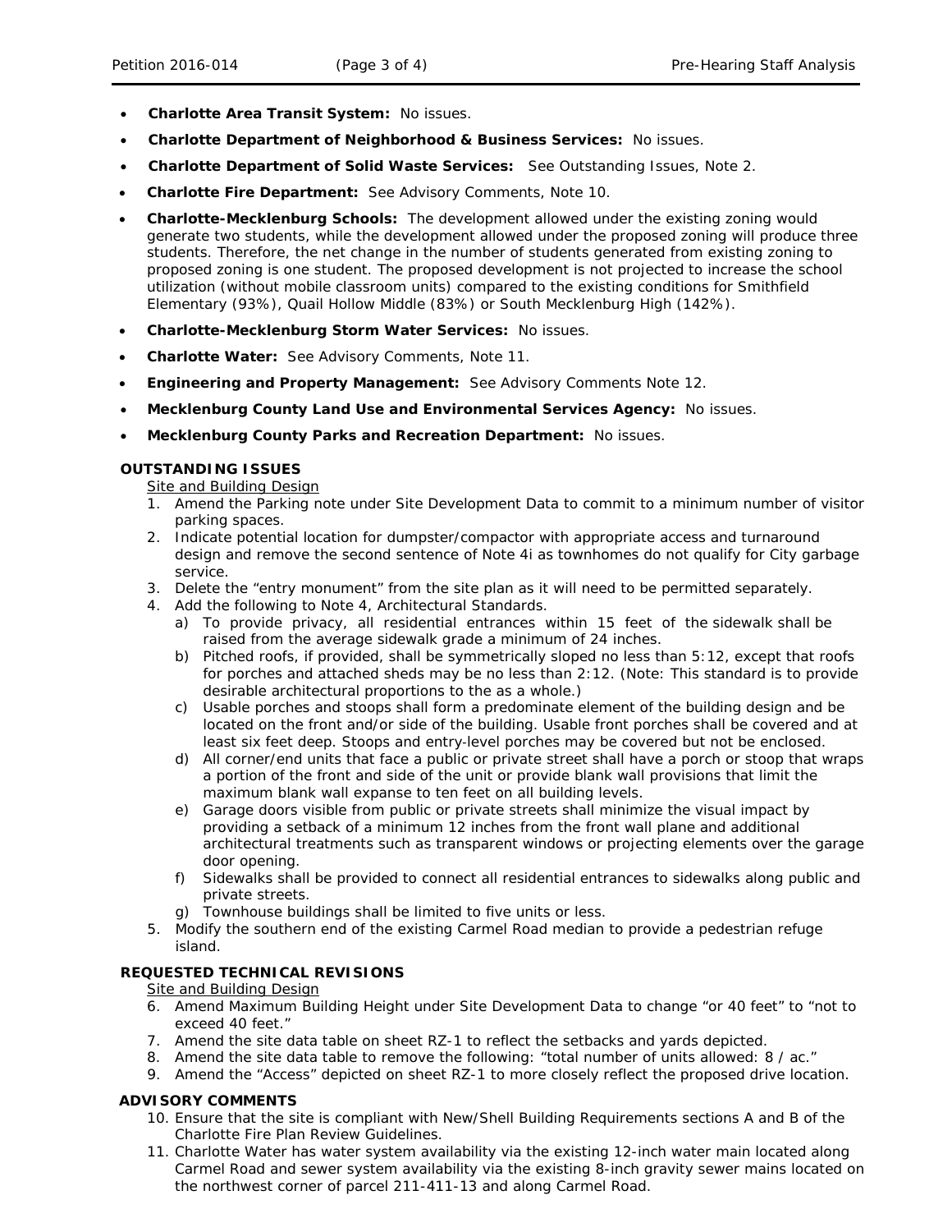- **Charlotte Area Transit System:** No issues.
- **Charlotte Department of Neighborhood & Business Services:** No issues.
- **Charlotte Department of Solid Waste Services:** See Outstanding Issues, Note 2.
- **Charlotte Fire Department:** See Advisory Comments, Note 10.
- **Charlotte-Mecklenburg Schools:** The development allowed under the existing zoning would generate two students, while the development allowed under the proposed zoning will produce three students. Therefore, the net change in the number of students generated from existing zoning to proposed zoning is one student. The proposed development is not projected to increase the school utilization (without mobile classroom units) compared to the existing conditions for Smithfield Elementary (93%), Quail Hollow Middle (83%) or South Mecklenburg High (142%).
- **Charlotte-Mecklenburg Storm Water Services:** No issues.
- **Charlotte Water:** See Advisory Comments, Note 11.
- **Engineering and Property Management:** See Advisory Comments Note 12.
- **Mecklenburg County Land Use and Environmental Services Agency:** No issues.
- **Mecklenburg County Parks and Recreation Department:** No issues.

**OUTSTANDING ISSUES**

Site and Building Design

1. Amend the Parking note under Site Development Data to commit to a minimum number of visitor parking spaces.
2. Indicate potential location for dumpster/compactor with appropriate access and turnaround design and remove the second sentence of Note 4i as townhomes do not qualify for City garbage service.
3. Delete the "entry monument" from the site plan as it will need to be permitted separately.
4. Add the following to Note 4, Architectural Standards.
   a) To provide privacy, all residential entrances within 15 feet of the sidewalk shall be raised from the average sidewalk grade a minimum of 24 inches.
   b) Pitched roofs, if provided, shall be symmetrically sloped no less than 5:12, except that roofs for porches and attached sheds may be no less than 2:12. (Note: This standard is to provide desirable architectural proportions to the as a whole.)
   c) Usable porches and stoops shall form a predominate element of the building design and be located on the front and/or side of the building. Usable front porches shall be covered and at least six feet deep. Stoops and entry-level porches may be covered but not be enclosed.
   d) All corner/end units that face a public or private street shall have a porch or stoop that wraps a portion of the front and side of the unit or provide blank wall provisions that limit the maximum blank wall expanse to ten feet on all building levels.
   e) Garage doors visible from public or private streets shall minimize the visual impact by providing a setback of a minimum 12 inches from the front wall plane and additional architectural treatments such as transparent windows or projecting elements over the garage door opening.
   f) Sidewalks shall be provided to connect all residential entrances to sidewalks along public and private streets.
   g) Townhouse buildings shall be limited to five units or less.
5. Modify the southern end of the existing Carmel Road median to provide a pedestrian refuge island.

**REQUESTED TECHNICAL REVISIONS**

Site and Building Design

6. Amend Maximum Building Height under Site Development Data to change "or 40 feet" to "not to exceed 40 feet."
7. Amend the site data table on sheet RZ-1 to reflect the setbacks and yards depicted.
8. Amend the site data table to remove the following: "total number of units allowed: 8 / ac."
9. Amend the "Access" depicted on sheet RZ-1 to more closely reflect the proposed drive location.

**ADVISORY COMMENTS**

10. Ensure that the site is compliant with New/Shell Building Requirements sections A and B of the Charlotte Fire Plan Review Guidelines.
11. Charlotte Water has water system availability via the existing 12-inch water main located along Carmel Road and sewer system availability via the existing 8-inch gravity sewer mains located on the northwest corner of parcel 211-411-13 and along Carmel Road.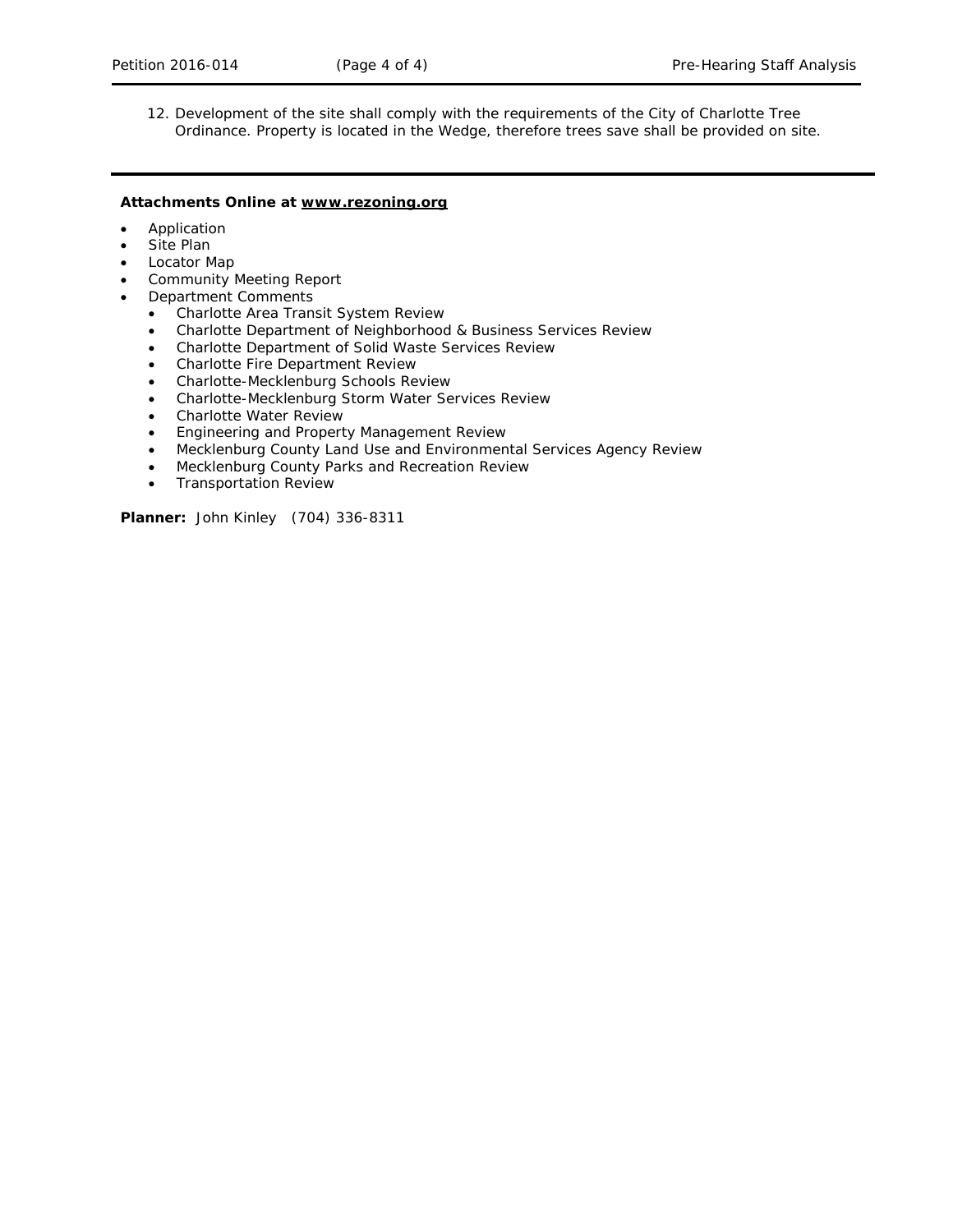12. Development of the site shall comply with the requirements of the City of Charlotte Tree Ordinance. Property is located in the Wedge, therefore trees save shall be provided on site.

---

**Attachments Online at [www.rezoning.org](http://www.rezoning.org)**

- Application
- Site Plan
- Locator Map
- Community Meeting Report
- Department Comments
  - Charlotte Area Transit System Review
  - Charlotte Department of Neighborhood & Business Services Review
  - Charlotte Department of Solid Waste Services Review
  - Charlotte Fire Department Review
  - Charlotte-Mecklenburg Schools Review
  - Charlotte-Mecklenburg Storm Water Services Review
  - Charlotte Water Review
  - Engineering and Property Management Review
  - Mecklenburg County Land Use and Environmental Services Agency Review
  - Mecklenburg County Parks and Recreation Review
  - Transportation Review

**Planner:** John Kinley (704) 336-8311